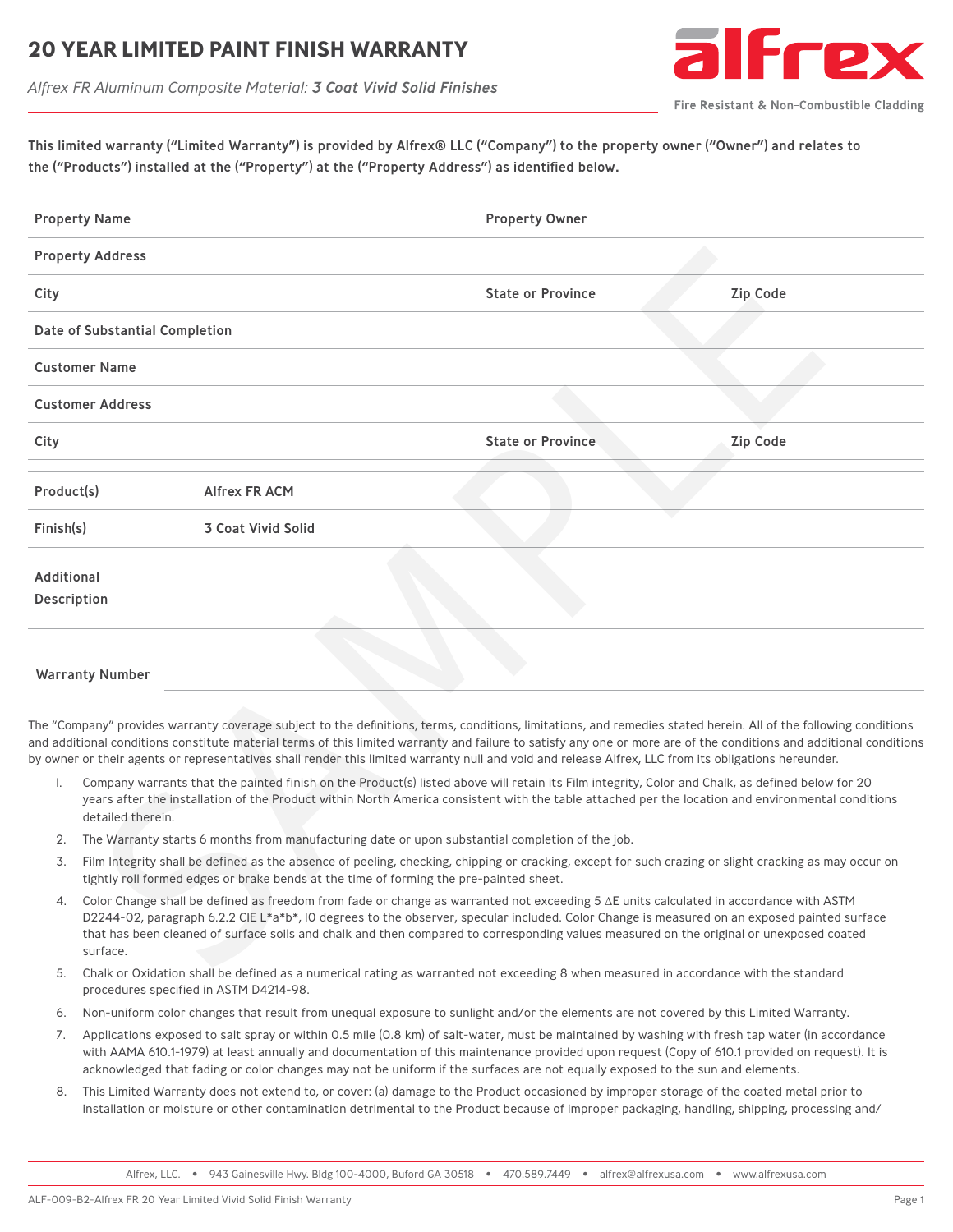# 20 YEAR LIMITED PAINT FINISH WARRANTY

*Alfrex FR Aluminum Composite Material: **3 Coat Vivid Solid Finishes***

alfrex
Fire Resistant & Non-Combustible Cladding

**This limited warranty ("Limited Warranty") is provided by Alfrex® LLC ("Company") to the property owner ("Owner") and relates to the ("Products") installed at the ("Property") at the ("Property Address") as identified below.**

| | | | |
|---|---|---|---|
| **Property Name** | | **Property Owner** | |
| **Property Address** | | | |
| **City** | | **State or Province** | **Zip Code** |
| **Date of Substantial Completion** | | | |
| **Customer Name** | | | |
| **Customer Address** | | | |
| **City** | | **State or Province** | **Zip Code** |

| | |
|---|---|
| **Product(s)** | **Alfrex FR ACM** |
| **Finish(s)** | **3 Coat Vivid Solid** |
| **Additional Description** | |

**Warranty Number**

The "Company" provides warranty coverage subject to the definitions, terms, conditions, limitations, and remedies stated herein. All of the following conditions and additional conditions constitute material terms of this limited warranty and failure to satisfy any one or more are of the conditions and additional conditions by owner or their agents or representatives shall render this limited warranty null and void and release Alfrex, LLC from its obligations hereunder.

1. Company warrants that the painted finish on the Product(s) listed above will retain its Film integrity, Color and Chalk, as defined below for 20 years after the installation of the Product within North America consistent with the table attached per the location and environmental conditions detailed therein.
2. The Warranty starts 6 months from manufacturing date or upon substantial completion of the job.
3. Film Integrity shall be defined as the absence of peeling, checking, chipping or cracking, except for such crazing or slight cracking as may occur on tightly roll formed edges or brake bends at the time of forming the pre-painted sheet.
4. Color Change shall be defined as freedom from fade or change as warranted not exceeding 5 $\Delta E$ units calculated in accordance with ASTM D2244-02, paragraph 6.2.2 CIE $L^*a^*b^*$, 10 degrees to the observer, specular included. Color Change is measured on an exposed painted surface that has been cleaned of surface soils and chalk and then compared to corresponding values measured on the original or unexposed coated surface.
5. Chalk or Oxidation shall be defined as a numerical rating as warranted not exceeding 8 when measured in accordance with the standard procedures specified in ASTM D4214-98.
6. Non-uniform color changes that result from unequal exposure to sunlight and/or the elements are not covered by this Limited Warranty.
7. Applications exposed to salt spray or within 0.5 mile (0.8 km) of salt-water, must be maintained by washing with fresh tap water (in accordance with AAMA 610.1-1979) at least annually and documentation of this maintenance provided upon request (Copy of 610.1 provided on request). It is acknowledged that fading or color changes may not be uniform if the surfaces are not equally exposed to the sun and elements.
8. This Limited Warranty does not extend to, or cover: (a) damage to the Product occasioned by improper storage of the coated metal prior to installation or moisture or other contamination detrimental to the Product because of improper packaging, handling, shipping, processing and/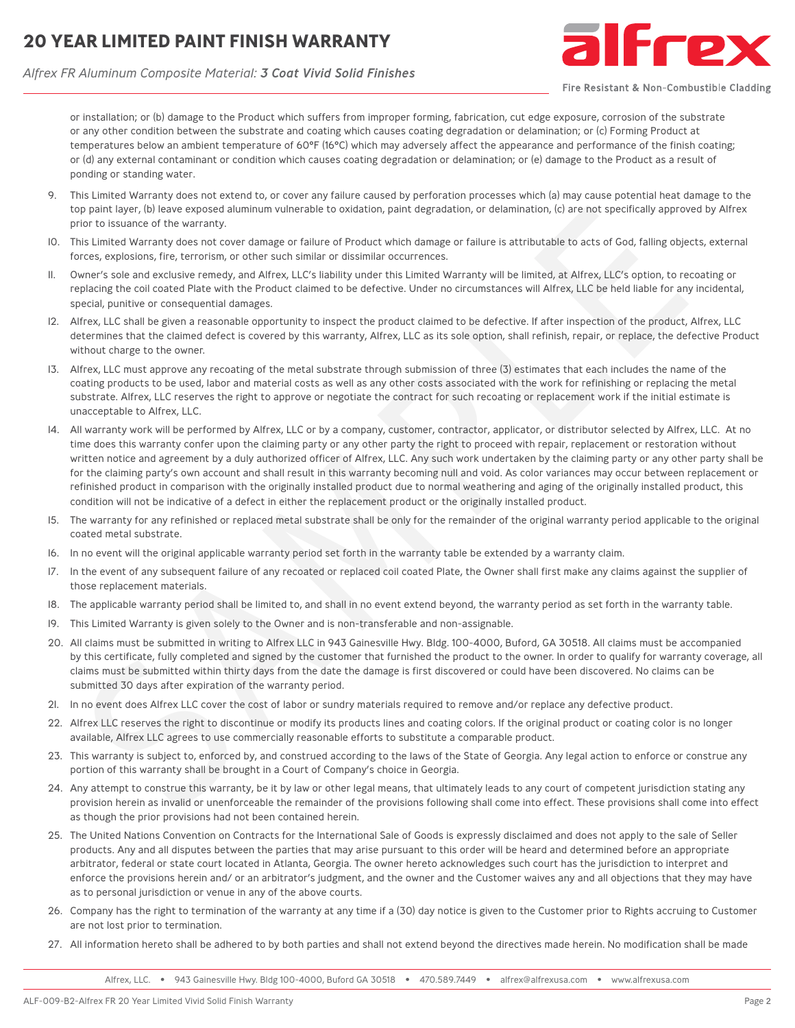or installation; or (b) damage to the Product which suffers from improper forming, fabrication, cut edge exposure, corrosion of the substrate or any other condition between the substrate and coating which causes coating degradation or delamination; or (c) Forming Product at temperatures below an ambient temperature of 60°F (16°C) which may adversely affect the appearance and performance of the finish coating; or (d) any external contaminant or condition which causes coating degradation or delamination; or (e) damage to the Product as a result of ponding or standing water.

9. This Limited Warranty does not extend to, or cover any failure caused by perforation processes which (a) may cause potential heat damage to the top paint layer, (b) leave exposed aluminum vulnerable to oxidation, paint degradation, or delamination, (c) are not specifically approved by Alfrex prior to issuance of the warranty.
10. This Limited Warranty does not cover damage or failure of Product which damage or failure is attributable to acts of God, falling objects, external forces, explosions, fire, terrorism, or other such similar or dissimilar occurrences.
11. Owner's sole and exclusive remedy, and Alfrex, LLC's liability under this Limited Warranty will be limited, at Alfrex, LLC's option, to recoating or replacing the coil coated Plate with the Product claimed to be defective. Under no circumstances will Alfrex, LLC be held liable for any incidental, special, punitive or consequential damages.
12. Alfrex, LLC shall be given a reasonable opportunity to inspect the product claimed to be defective. If after inspection of the product, Alfrex, LLC determines that the claimed defect is covered by this warranty, Alfrex, LLC as its sole option, shall refinish, repair, or replace, the defective Product without charge to the owner.
13. Alfrex, LLC must approve any recoating of the metal substrate through submission of three (3) estimates that each includes the name of the coating products to be used, labor and material costs as well as any other costs associated with the work for refinishing or replacing the metal substrate. Alfrex, LLC reserves the right to approve or negotiate the contract for such recoating or replacement work if the initial estimate is unacceptable to Alfrex, LLC.
14. All warranty work will be performed by Alfrex, LLC or by a company, customer, contractor, applicator, or distributor selected by Alfrex, LLC. At no time does this warranty confer upon the claiming party or any other party the right to proceed with repair, replacement or restoration without written notice and agreement by a duly authorized officer of Alfrex, LLC. Any such work undertaken by the claiming party or any other party shall be for the claiming party's own account and shall result in this warranty becoming null and void. As color variances may occur between replacement or refinished product in comparison with the originally installed product due to normal weathering and aging of the originally installed product, this condition will not be indicative of a defect in either the replacement product or the originally installed product.
15. The warranty for any refinished or replaced metal substrate shall be only for the remainder of the original warranty period applicable to the original coated metal substrate.
16. In no event will the original applicable warranty period set forth in the warranty table be extended by a warranty claim.
17. In the event of any subsequent failure of any recoated or replaced coil coated Plate, the Owner shall first make any claims against the supplier of those replacement materials.
18. The applicable warranty period shall be limited to, and shall in no event extend beyond, the warranty period as set forth in the warranty table.
19. This Limited Warranty is given solely to the Owner and is non-transferable and non-assignable.
20. All claims must be submitted in writing to Alfrex LLC in 943 Gainesville Hwy. Bldg. 100-4000, Buford, GA 30518. All claims must be accompanied by this certificate, fully completed and signed by the customer that furnished the product to the owner. In order to qualify for warranty coverage, all claims must be submitted within thirty days from the date the damage is first discovered or could have been discovered. No claims can be submitted 30 days after expiration of the warranty period.
21. In no event does Alfrex LLC cover the cost of labor or sundry materials required to remove and/or replace any defective product.
22. Alfrex LLC reserves the right to discontinue or modify its products lines and coating colors. If the original product or coating color is no longer available, Alfrex LLC agrees to use commercially reasonable efforts to substitute a comparable product.
23. This warranty is subject to, enforced by, and construed according to the laws of the State of Georgia. Any legal action to enforce or construe any portion of this warranty shall be brought in a Court of Company's choice in Georgia.
24. Any attempt to construe this warranty, be it by law or other legal means, that ultimately leads to any court of competent jurisdiction stating any provision herein as invalid or unenforceable the remainder of the provisions following shall come into effect. These provisions shall come into effect as though the prior provisions had not been contained herein.
25. The United Nations Convention on Contracts for the International Sale of Goods is expressly disclaimed and does not apply to the sale of Seller products. Any and all disputes between the parties that may arise pursuant to this order will be heard and determined before an appropriate arbitrator, federal or state court located in Atlanta, Georgia. The owner hereto acknowledges such court has the jurisdiction to interpret and enforce the provisions herein and/ or an arbitrator's judgment, and the owner and the Customer waives any and all objections that they may have as to personal jurisdiction or venue in any of the above courts.
26. Company has the right to termination of the warranty at any time if a (30) day notice is given to the Customer prior to Rights accruing to Customer are not lost prior to termination.
27. All information hereto shall be adhered to by both parties and shall not extend beyond the directives made herein. No modification shall be made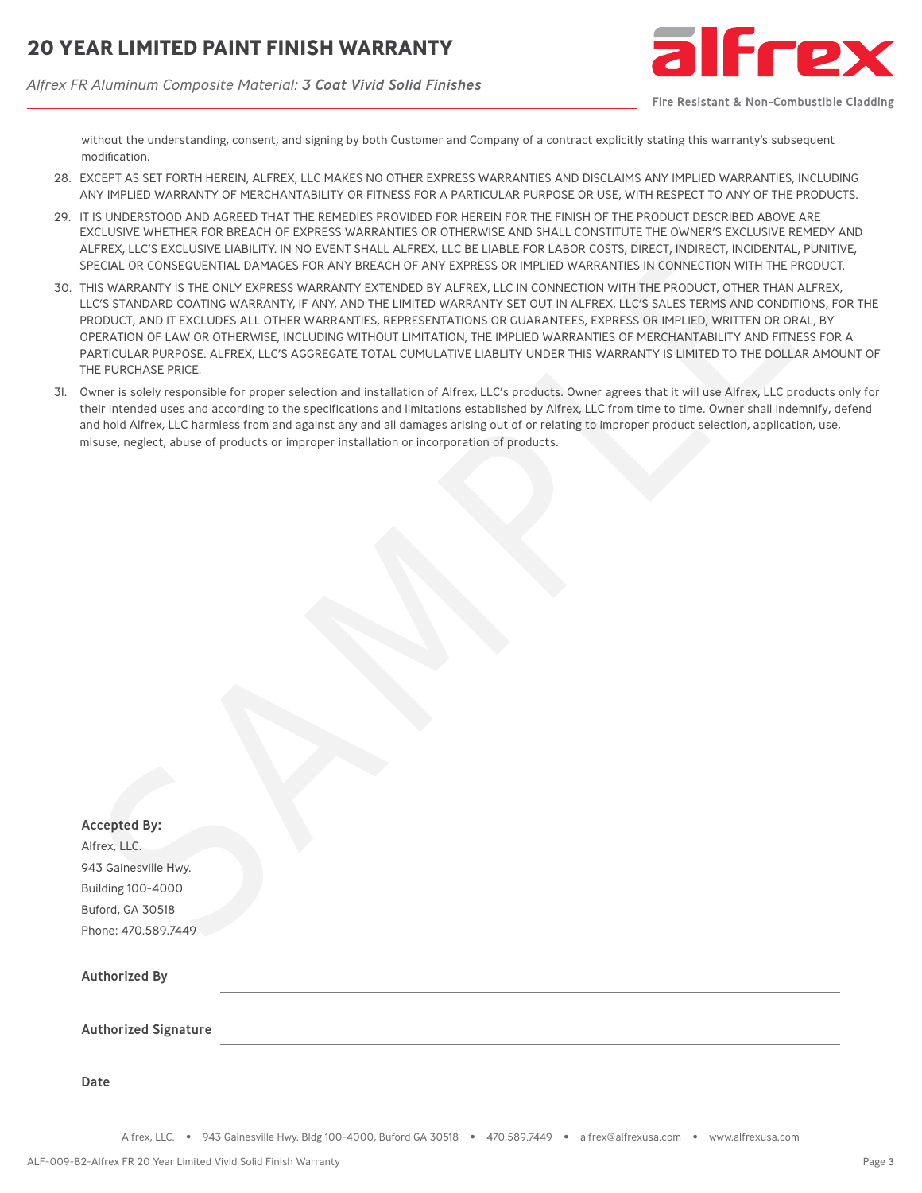without the understanding, consent, and signing by both Customer and Company of a contract explicitly stating this warranty's subsequent modification.

28. EXCEPT AS SET FORTH HEREIN, ALFREX, LLC MAKES NO OTHER EXPRESS WARRANTIES AND DISCLAIMS ANY IMPLIED WARRANTIES, INCLUDING ANY IMPLIED WARRANTY OF MERCHANTABILITY OR FITNESS FOR A PARTICULAR PURPOSE OR USE, WITH RESPECT TO ANY OF THE PRODUCTS.
29. IT IS UNDERSTOOD AND AGREED THAT THE REMEDIES PROVIDED FOR HEREIN FOR THE FINISH OF THE PRODUCT DESCRIBED ABOVE ARE EXCLUSIVE WHETHER FOR BREACH OF EXPRESS WARRANTIES OR OTHERWISE AND SHALL CONSTITUTE THE OWNER'S EXCLUSIVE REMEDY AND ALFREX, LLC'S EXCLUSIVE LIABILITY. IN NO EVENT SHALL ALFREX, LLC BE LIABLE FOR LABOR COSTS, DIRECT, INDIRECT, INCIDENTAL, PUNITIVE, SPECIAL OR CONSEQUENTIAL DAMAGES FOR ANY BREACH OF ANY EXPRESS OR IMPLIED WARRANTIES IN CONNECTION WITH THE PRODUCT.
30. THIS WARRANTY IS THE ONLY EXPRESS WARRANTY EXTENDED BY ALFREX, LLC IN CONNECTION WITH THE PRODUCT, OTHER THAN ALFREX, LLC'S STANDARD COATING WARRANTY, IF ANY, AND THE LIMITED WARRANTY SET OUT IN ALFREX, LLC'S SALES TERMS AND CONDITIONS, FOR THE PRODUCT, AND IT EXCLUDES ALL OTHER WARRANTIES, REPRESENTATIONS OR GUARANTEES, EXPRESS OR IMPLIED, WRITTEN OR ORAL, BY OPERATION OF LAW OR OTHERWISE, INCLUDING WITHOUT LIMITATION, THE IMPLIED WARRANTIES OF MERCHANTABILITY AND FITNESS FOR A PARTICULAR PURPOSE. ALFREX, LLC'S AGGREGATE TOTAL CUMULATIVE LIABLITY UNDER THIS WARRANTY IS LIMITED TO THE DOLLAR AMOUNT OF THE PURCHASE PRICE.
31. Owner is solely responsible for proper selection and installation of Alfrex, LLC's products. Owner agrees that it will use Alfrex, LLC products only for their intended uses and according to the specifications and limitations established by Alfrex, LLC from time to time. Owner shall indemnify, defend and hold Alfrex, LLC harmless from and against any and all damages arising out of or relating to improper product selection, application, use, misuse, neglect, abuse of products or improper installation or incorporation of products.

**Accepted By:**
Alfrex, LLC.
943 Gainesville Hwy.
Building 100-4000
Buford, GA 30518
Phone: 470.589.7449

**Authorized By** ______________________________

**Authorized Signature** ______________________________

**Date** ______________________________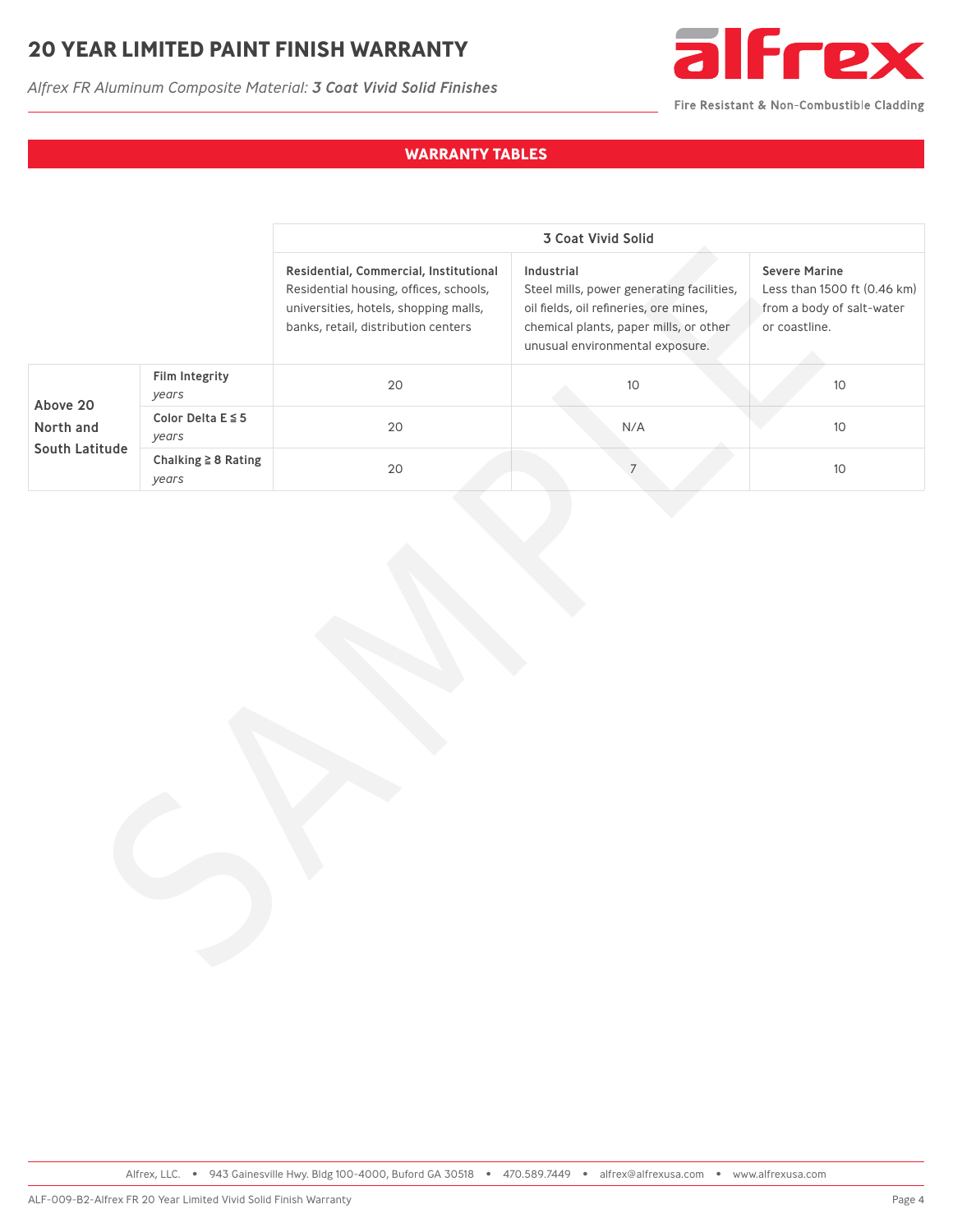# 20 YEAR LIMITED PAINT FINISH WARRANTY

*Alfrex FR Aluminum Composite Material: **3 Coat Vivid Solid Finishes***

Fire Resistant & Non-Combustible Cladding

## WARRANTY TABLES

| | | 3 Coat Vivid Solid | | |
|---|---|---|---|---|
| | | **Residential, Commercial, Institutional** Residential housing, offices, schools, universities, hotels, shopping malls, banks, retail, distribution centers | **Industrial** Steel mills, power generating facilities, oil fields, oil refineries, ore mines, chemical plants, paper mills, or other unusual environmental exposure. | **Severe Marine** Less than 1500 ft (0.46 km) from a body of salt-water or coastline. |
| **Above 20 North and South Latitude** | **Film Integrity** *years* | 20 | 10 | 10 |
| | **Color Delta E ≦ 5** *years* | 20 | N/A | 10 |
| | **Chalking ≧ 8 Rating** *years* | 20 | 7 | 10 |

Alfrex, LLC. • 943 Gainesville Hwy. Bldg 100-4000, Buford GA 30518 • 470.589.7449 • alfrex@alfrexusa.com • www.alfrexusa.com

ALF-009-B2-Alfrex FR 20 Year Limited Vivid Solid Finish Warranty